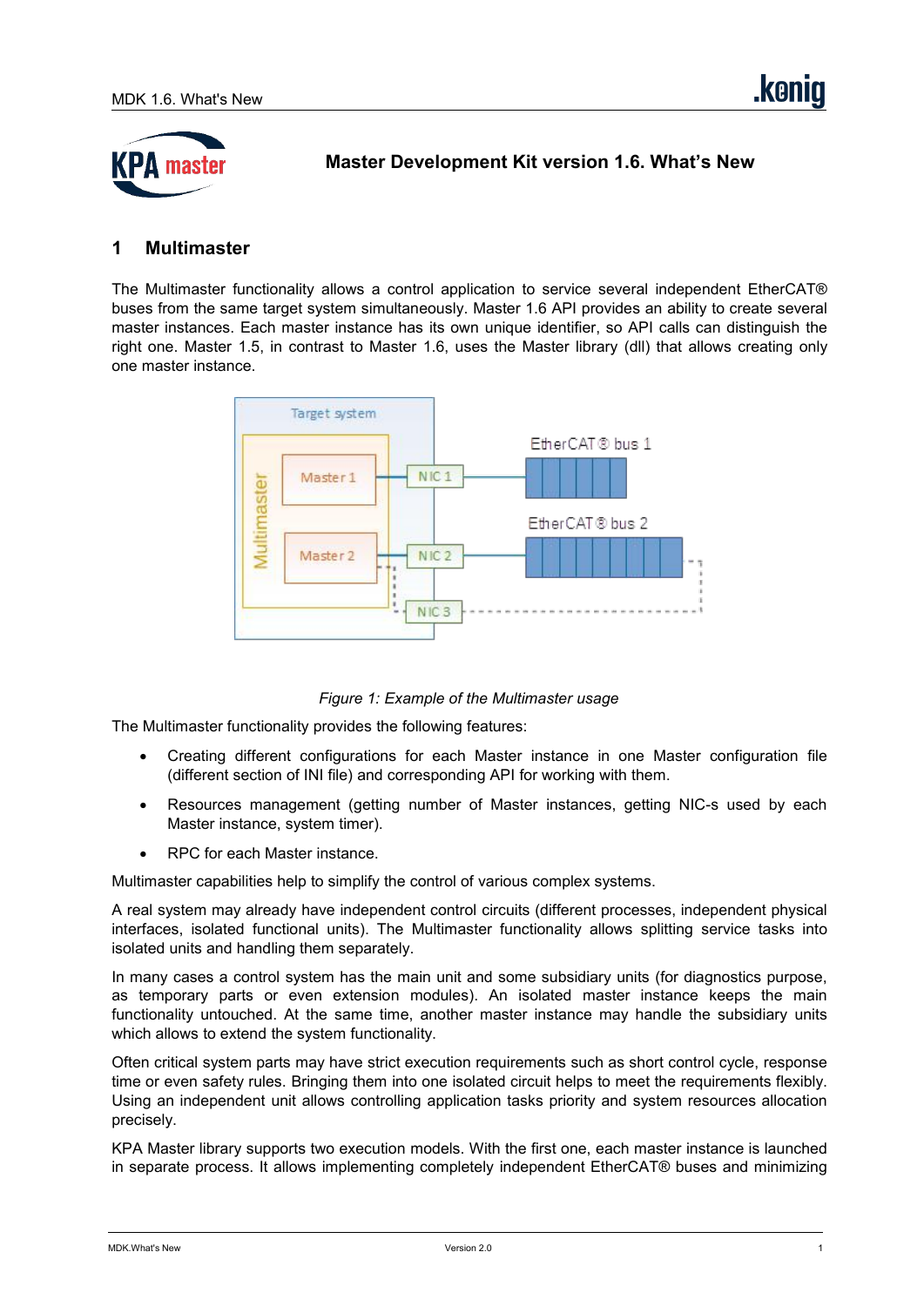# Master Development Kit version 1.6. What's New

## 1 Multimaster

The Multimaster functionality allows a control application to service several independent EtherCAT® buses from the same target system simultaneously. Master 1.6 API provides an ability to create several master instances. Each master instance has its own unique identifier, so API calls can distinguish the right one. Master 1.5, in contrast to Master 1.6, uses the Master library (dll) that allows creating only one master instance.

*Figure 1: Example of the Multimaster usage*

The Multimaster functionality provides the following features:

- Creating different configurations for each Master instance in one Master configuration file (different section of INI file) and corresponding API for working with them.
- Resources management (getting number of Master instances, getting NIC-s used by each Master instance, system timer).
- RPC for each Master instance.

Multimaster capabilities help to simplify the control of various complex systems.

A real system may already have independent control circuits (different processes, independent physical interfaces, isolated functional units). The Multimaster functionality allows splitting service tasks into isolated units and handling them separately.

In many cases a control system has the main unit and some subsidiary units (for diagnostics purpose, as temporary parts or even extension modules). An isolated master instance keeps the main functionality untouched. At the same time, another master instance may handle the subsidiary units which allows to extend the system functionality.

Often critical system parts may have strict execution requirements such as short control cycle, response time or even safety rules. Bringing them into one isolated circuit helps to meet the requirements flexibly. Using an independent unit allows controlling application tasks priority and system resources allocation precisely.

KPA Master library supports two execution models. With the first one, each master instance is launched in separate process. It allows implementing completely independent EtherCAT® buses and minimizing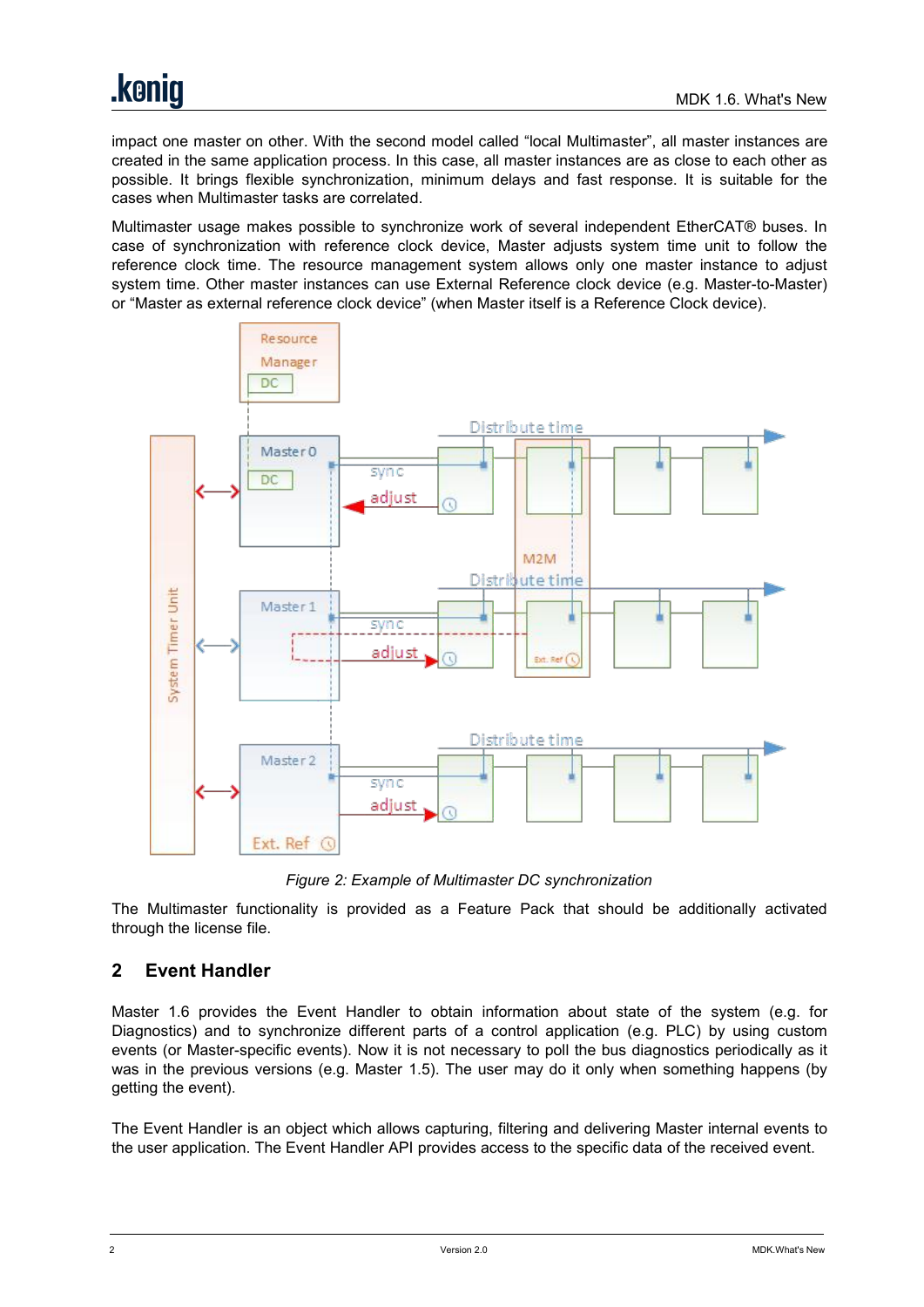impact one master on other. With the second model called “local Multimaster”, all master instances are created in the same application process. In this case, all master instances are as close to each other as possible. It brings flexible synchronization, minimum delays and fast response. It is suitable for the cases when Multimaster tasks are correlated.

Multimaster usage makes possible to synchronize work of several independent EtherCAT® buses. In case of synchronization with reference clock device, Master adjusts system time unit to follow the reference clock time. The resource management system allows only one master instance to adjust system time. Other master instances can use External Reference clock device (e.g. Master-to-Master) or “Master as external reference clock device” (when Master itself is a Reference Clock device).

*Figure 2: Example of Multimaster DC synchronization*

The Multimaster functionality is provided as a Feature Pack that should be additionally activated through the license file.

## 2 Event Handler

Master 1.6 provides the Event Handler to obtain information about state of the system (e.g. for Diagnostics) and to synchronize different parts of a control application (e.g. PLC) by using custom events (or Master-specific events). Now it is not necessary to poll the bus diagnostics periodically as it was in the previous versions (e.g. Master 1.5). The user may do it only when something happens (by getting the event).

The Event Handler is an object which allows capturing, filtering and delivering Master internal events to the user application. The Event Handler API provides access to the specific data of the received event.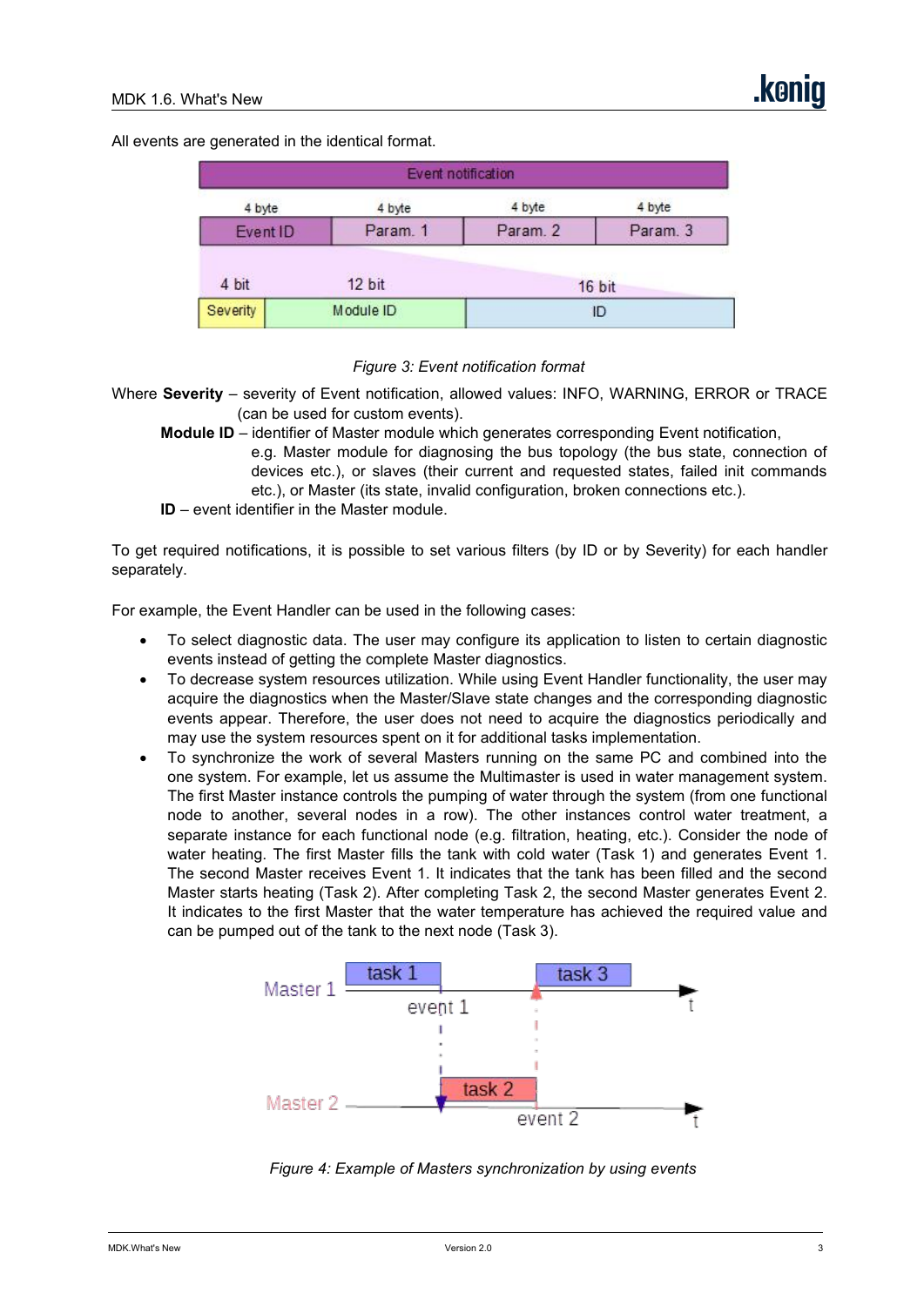All events are generated in the identical format.

Figure 3: Event notification format

Where **Severity** – severity of Event notification, allowed values: INFO, WARNING, ERROR or TRACE (can be used for custom events).

**Module ID** – identifier of Master module which generates corresponding Event notification, e.g. Master module for diagnosing the bus topology (the bus state, connection of devices etc.), or slaves (their current and requested states, failed init commands etc.), or Master (its state, invalid configuration, broken connections etc.).

**ID** – event identifier in the Master module.

To get required notifications, it is possible to set various filters (by ID or by Severity) for each handler separately.

For example, the Event Handler can be used in the following cases:

- To select diagnostic data. The user may configure its application to listen to certain diagnostic events instead of getting the complete Master diagnostics.
- To decrease system resources utilization. While using Event Handler functionality, the user may acquire the diagnostics when the Master/Slave state changes and the corresponding diagnostic events appear. Therefore, the user does not need to acquire the diagnostics periodically and may use the system resources spent on it for additional tasks implementation.
- To synchronize the work of several Masters running on the same PC and combined into the one system. For example, let us assume the Multimaster is used in water management system. The first Master instance controls the pumping of water through the system (from one functional node to another, several nodes in a row). The other instances control water treatment, a separate instance for each functional node (e.g. filtration, heating, etc.). Consider the node of water heating. The first Master fills the tank with cold water (Task 1) and generates Event 1. The second Master receives Event 1. It indicates that the tank has been filled and the second Master starts heating (Task 2). After completing Task 2, the second Master generates Event 2. It indicates to the first Master that the water temperature has achieved the required value and can be pumped out of the tank to the next node (Task 3).

Figure 4: Example of Masters synchronization by using events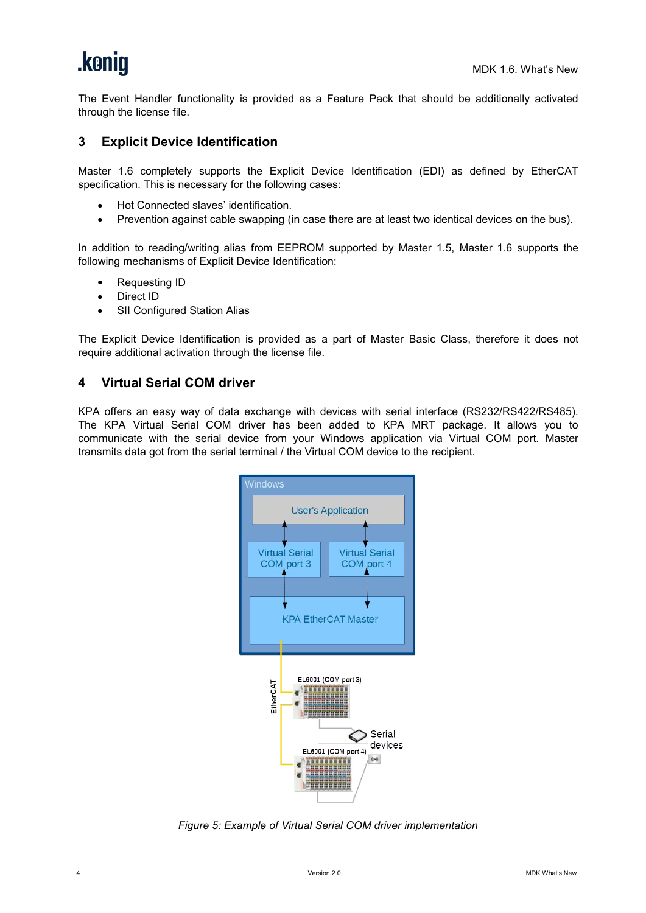The Event Handler functionality is provided as a Feature Pack that should be additionally activated through the license file.

## 3 Explicit Device Identification

Master 1.6 completely supports the Explicit Device Identification (EDI) as defined by EtherCAT specification. This is necessary for the following cases:

- Hot Connected slaves' identification.
- Prevention against cable swapping (in case there are at least two identical devices on the bus).

In addition to reading/writing alias from EEPROM supported by Master 1.5, Master 1.6 supports the following mechanisms of Explicit Device Identification:

- Requesting ID
- Direct ID
- SII Configured Station Alias

The Explicit Device Identification is provided as a part of Master Basic Class, therefore it does not require additional activation through the license file.

## 4 Virtual Serial COM driver

KPA offers an easy way of data exchange with devices with serial interface (RS232/RS422/RS485). The KPA Virtual Serial COM driver has been added to KPA MRT package. It allows you to communicate with the serial device from your Windows application via Virtual COM port. Master transmits data got from the serial terminal / the Virtual COM device to the recipient.

*Figure 5: Example of Virtual Serial COM driver implementation*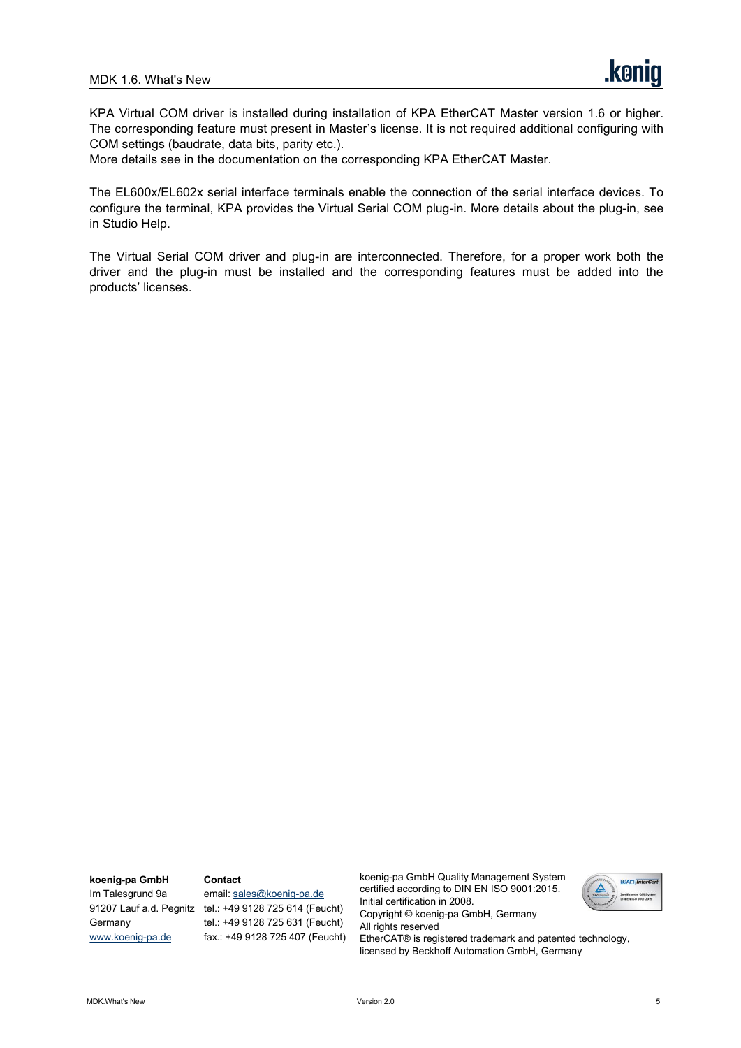KPA Virtual COM driver is installed during installation of KPA EtherCAT Master version 1.6 or higher. The corresponding feature must present in Master's license. It is not required additional configuring with COM settings (baudrate, data bits, parity etc.).
More details see in the documentation on the corresponding KPA EtherCAT Master.

The EL600x/EL602x serial interface terminals enable the connection of the serial interface devices. To configure the terminal, KPA provides the Virtual Serial COM plug-in. More details about the plug-in, see in Studio Help.

The Virtual Serial COM driver and plug-in are interconnected. Therefore, for a proper work both the driver and the plug-in must be installed and the corresponding features must be added into the products' licenses.

**koenig-pa GmbH**
Im Talesgrund 9a
91207 Lauf a.d. Pegnitz
Germany
www.koenig-pa.de

**Contact**
email: sales@koenig-pa.de
tel.: +49 9128 725 614 (Feucht)
tel.: +49 9128 725 631 (Feucht)
fax.: +49 9128 725 407 (Feucht)

koenig-pa GmbH Quality Management System certified according to DIN EN ISO 9001:2015.
Initial certification in 2008.
Copyright © koenig-pa GmbH, Germany
All rights reserved
EtherCAT® is registered trademark and patented technology, licensed by Beckhoff Automation GmbH, Germany